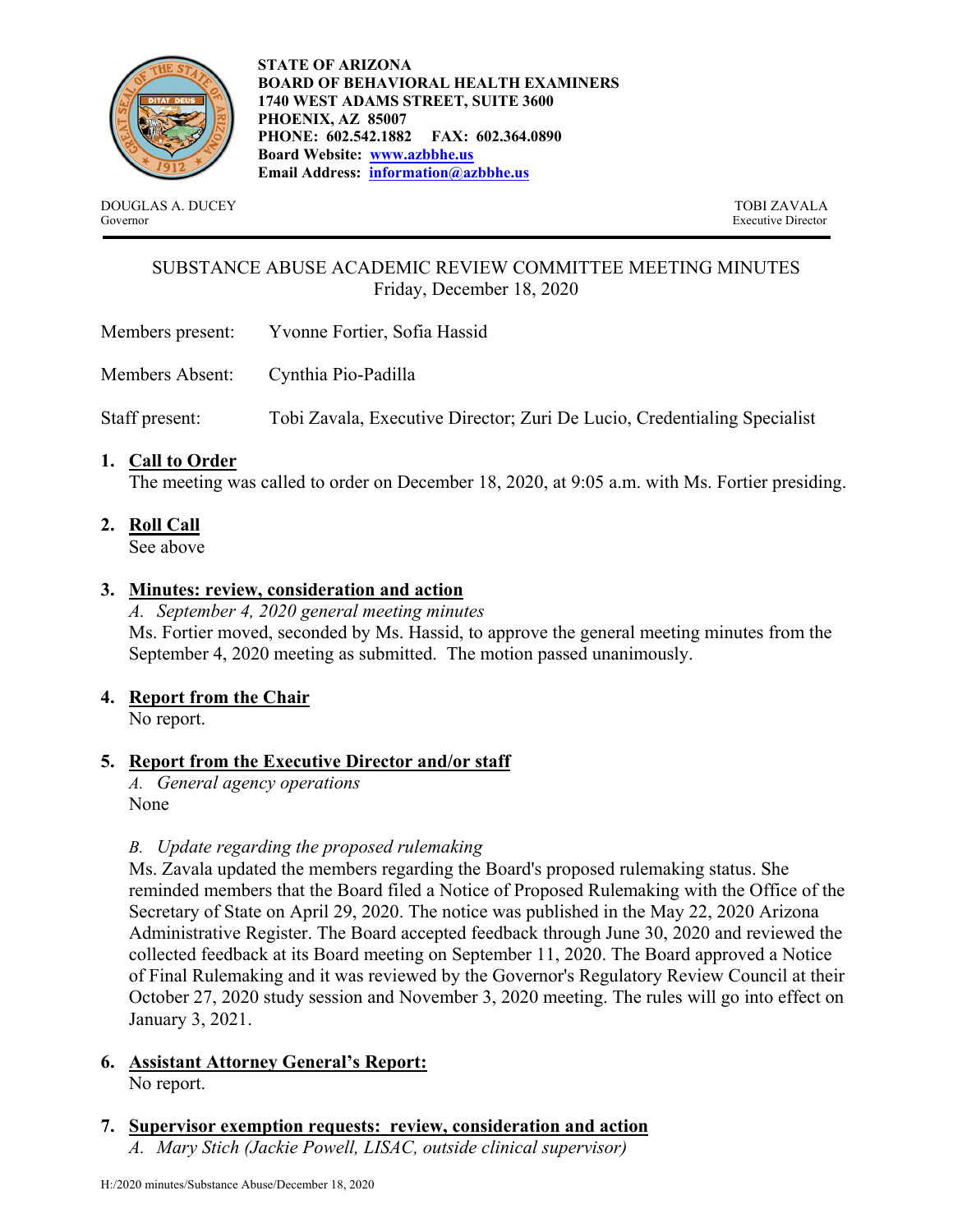**STATE OF ARIZONA**
**BOARD OF BEHAVIORAL HEALTH EXAMINERS**
**1740 WEST ADAMS STREET, SUITE 3600**
**PHOENIX, AZ 85007**
**PHONE: 602.542.1882 FAX: 602.364.0890**
**Board Website: [www.azbbhe.us](http://www.azbbhe.us)**
**Email Address: [information@azbbhe.us](mailto:information@azbbhe.us)**

DOUGLAS A. DUCEY
Governor

TOBI ZAVALA
Executive Director

---

SUBSTANCE ABUSE ACADEMIC REVIEW COMMITTEE MEETING MINUTES
Friday, December 18, 2020

Members present: Yvonne Fortier, Sofia Hassid

Members Absent: Cynthia Pio-Padilla

Staff present: Tobi Zavala, Executive Director; Zuri De Lucio, Credentialing Specialist

1. **Call to Order**
   The meeting was called to order on December 18, 2020, at 9:05 a.m. with Ms. Fortier presiding.

2. **Roll Call**
   See above

3. **Minutes: review, consideration and action**
   *A. September 4, 2020 general meeting minutes*
   Ms. Fortier moved, seconded by Ms. Hassid, to approve the general meeting minutes from the September 4, 2020 meeting as submitted. The motion passed unanimously.

4. **Report from the Chair**
   No report.

5. **Report from the Executive Director and/or staff**
   *A. General agency operations*
   None

   *B. Update regarding the proposed rulemaking*
   Ms. Zavala updated the members regarding the Board's proposed rulemaking status. She reminded members that the Board filed a Notice of Proposed Rulemaking with the Office of the Secretary of State on April 29, 2020. The notice was published in the May 22, 2020 Arizona Administrative Register. The Board accepted feedback through June 30, 2020 and reviewed the collected feedback at its Board meeting on September 11, 2020. The Board approved a Notice of Final Rulemaking and it was reviewed by the Governor's Regulatory Review Council at their October 27, 2020 study session and November 3, 2020 meeting. The rules will go into effect on January 3, 2021.

6. **Assistant Attorney General's Report:**
   No report.

7. **Supervisor exemption requests: review, consideration and action**
   *A. Mary Stich (Jackie Powell, LISAC, outside clinical supervisor)*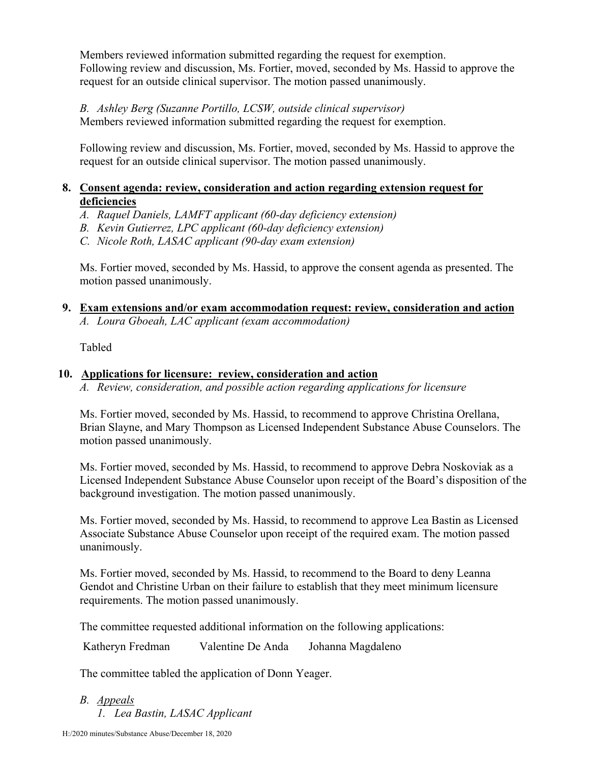Members reviewed information submitted regarding the request for exemption.
Following review and discussion, Ms. Fortier, moved, seconded by Ms. Hassid to approve the request for an outside clinical supervisor. The motion passed unanimously.

*B. Ashley Berg (Suzanne Portillo, LCSW, outside clinical supervisor)*
Members reviewed information submitted regarding the request for exemption.

Following review and discussion, Ms. Fortier, moved, seconded by Ms. Hassid to approve the request for an outside clinical supervisor. The motion passed unanimously.

8. **Consent agenda: review, consideration and action regarding extension request for deficiencies**
   *A. Raquel Daniels, LAMFT applicant (60-day deficiency extension)*
   *B. Kevin Gutierrez, LPC applicant (60-day deficiency extension)*
   *C. Nicole Roth, LASAC applicant (90-day exam extension)*

   Ms. Fortier moved, seconded by Ms. Hassid, to approve the consent agenda as presented. The motion passed unanimously.

9. **Exam extensions and/or exam accommodation request: review, consideration and action**
   *A. Loura Gboeah, LAC applicant (exam accommodation)*

   Tabled

10. **Applications for licensure: review, consideration and action**
    *A. Review, consideration, and possible action regarding applications for licensure*

    Ms. Fortier moved, seconded by Ms. Hassid, to recommend to approve Christina Orellana, Brian Slayne, and Mary Thompson as Licensed Independent Substance Abuse Counselors. The motion passed unanimously.

    Ms. Fortier moved, seconded by Ms. Hassid, to recommend to approve Debra Noskoviak as a Licensed Independent Substance Abuse Counselor upon receipt of the Board's disposition of the background investigation. The motion passed unanimously.

    Ms. Fortier moved, seconded by Ms. Hassid, to recommend to approve Lea Bastin as Licensed Associate Substance Abuse Counselor upon receipt of the required exam. The motion passed unanimously.

    Ms. Fortier moved, seconded by Ms. Hassid, to recommend to the Board to deny Leanna Gendot and Christine Urban on their failure to establish that they meet minimum licensure requirements. The motion passed unanimously.

    The committee requested additional information on the following applications:

    Katheryn Fredman    Valentine De Anda    Johanna Magdaleno

    The committee tabled the application of Donn Yeager.

    *B. Appeals*
       *1. Lea Bastin, LASAC Applicant*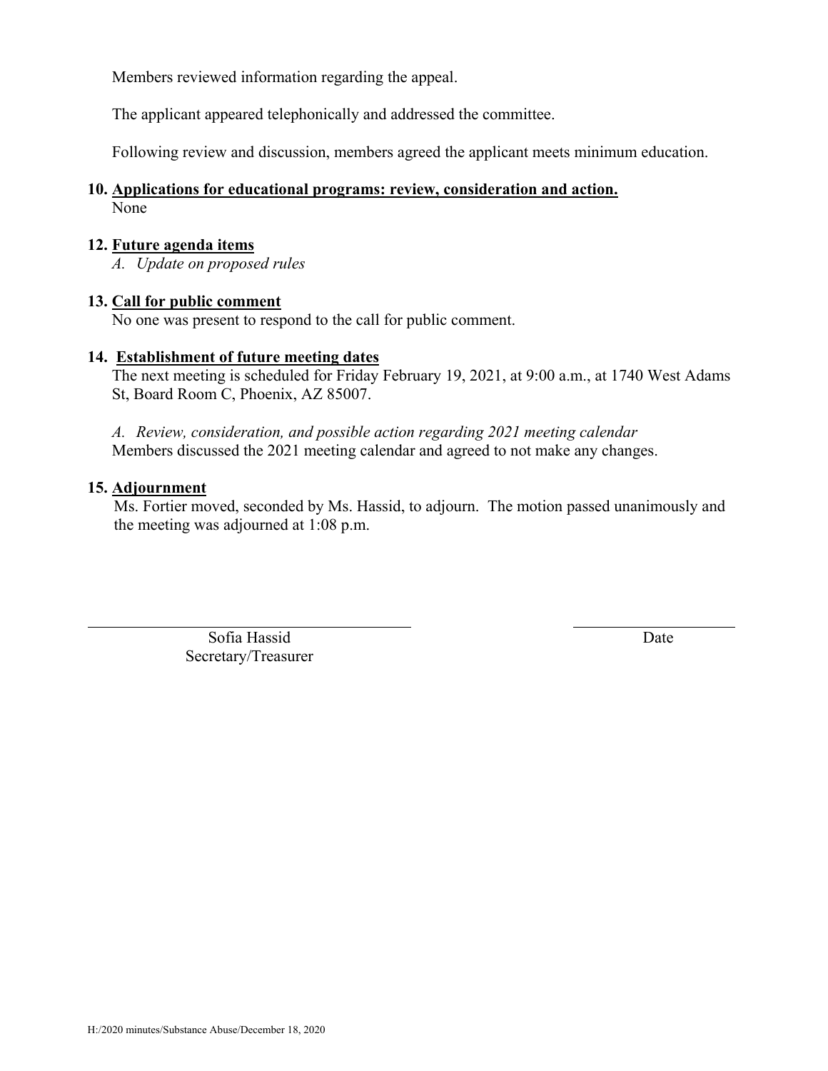Members reviewed information regarding the appeal.

The applicant appeared telephonically and addressed the committee.

Following review and discussion, members agreed the applicant meets minimum education.

**10. Applications for educational programs: review, consideration and action.**
None

**12. Future agenda items**
*A. Update on proposed rules*

**13. Call for public comment**
No one was present to respond to the call for public comment.

**14. Establishment of future meeting dates**
The next meeting is scheduled for Friday February 19, 2021, at 9:00 a.m., at 1740 West Adams St, Board Room C, Phoenix, AZ 85007.

*A. Review, consideration, and possible action regarding 2021 meeting calendar*
Members discussed the 2021 meeting calendar and agreed to not make any changes.

**15. Adjournment**
Ms. Fortier moved, seconded by Ms. Hassid, to adjourn. The motion passed unanimously and the meeting was adjourned at 1:08 p.m.

\_\_\_\_\_\_\_\_\_\_\_\_\_\_\_\_\_\_\_\_\_\_\_\_\_\_\_\_\_\_\_\_\_\_\_\_ \_\_\_\_\_\_\_\_\_\_\_\_\_\_\_\_\_\_

Sofia Hassid
Secretary/Treasurer

Date

H:/2020 minutes/Substance Abuse/December 18, 2020